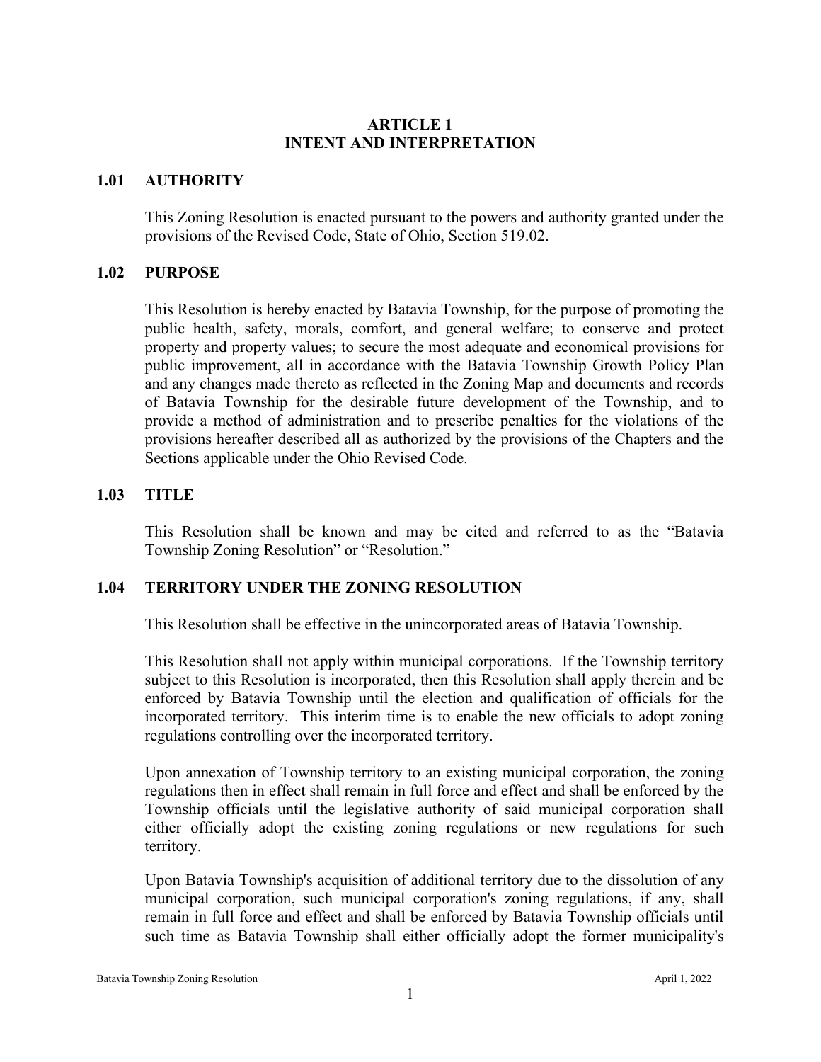# ARTICLE 1
# INTENT AND INTERPRETATION

## 1.01 AUTHORITY

This Zoning Resolution is enacted pursuant to the powers and authority granted under the provisions of the Revised Code, State of Ohio, Section 519.02.

## 1.02 PURPOSE

This Resolution is hereby enacted by Batavia Township, for the purpose of promoting the public health, safety, morals, comfort, and general welfare; to conserve and protect property and property values; to secure the most adequate and economical provisions for public improvement, all in accordance with the Batavia Township Growth Policy Plan and any changes made thereto as reflected in the Zoning Map and documents and records of Batavia Township for the desirable future development of the Township, and to provide a method of administration and to prescribe penalties for the violations of the provisions hereafter described all as authorized by the provisions of the Chapters and the Sections applicable under the Ohio Revised Code.

## 1.03 TITLE

This Resolution shall be known and may be cited and referred to as the "Batavia Township Zoning Resolution" or "Resolution."

## 1.04 TERRITORY UNDER THE ZONING RESOLUTION

This Resolution shall be effective in the unincorporated areas of Batavia Township.

This Resolution shall not apply within municipal corporations. If the Township territory subject to this Resolution is incorporated, then this Resolution shall apply therein and be enforced by Batavia Township until the election and qualification of officials for the incorporated territory. This interim time is to enable the new officials to adopt zoning regulations controlling over the incorporated territory.

Upon annexation of Township territory to an existing municipal corporation, the zoning regulations then in effect shall remain in full force and effect and shall be enforced by the Township officials until the legislative authority of said municipal corporation shall either officially adopt the existing zoning regulations or new regulations for such territory.

Upon Batavia Township's acquisition of additional territory due to the dissolution of any municipal corporation, such municipal corporation's zoning regulations, if any, shall remain in full force and effect and shall be enforced by Batavia Township officials until such time as Batavia Township shall either officially adopt the former municipality's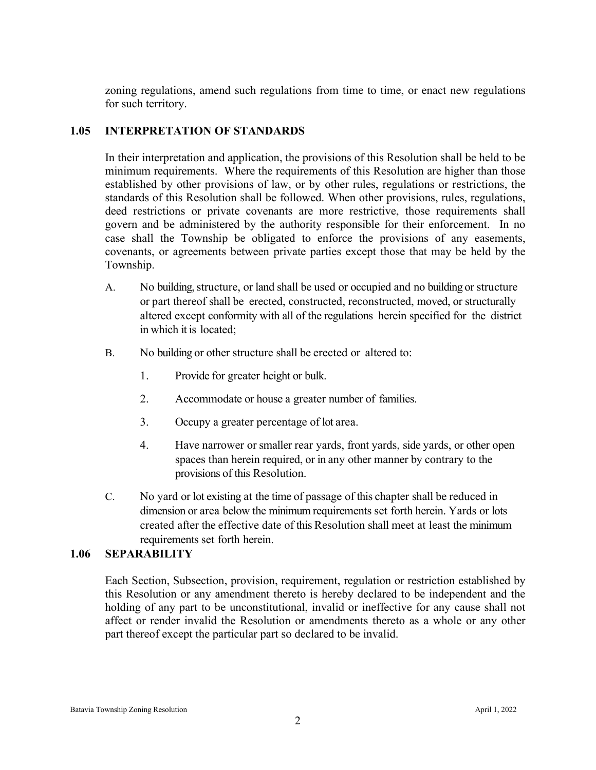zoning regulations, amend such regulations from time to time, or enact new regulations for such territory.

## 1.05 INTERPRETATION OF STANDARDS

In their interpretation and application, the provisions of this Resolution shall be held to be minimum requirements. Where the requirements of this Resolution are higher than those established by other provisions of law, or by other rules, regulations or restrictions, the standards of this Resolution shall be followed. When other provisions, rules, regulations, deed restrictions or private covenants are more restrictive, those requirements shall govern and be administered by the authority responsible for their enforcement. In no case shall the Township be obligated to enforce the provisions of any easements, covenants, or agreements between private parties except those that may be held by the Township.

A. No building, structure, or land shall be used or occupied and no building or structure or part thereof shall be erected, constructed, reconstructed, moved, or structurally altered except conformity with all of the regulations herein specified for the district in which it is located;

B. No building or other structure shall be erected or altered to:

   1. Provide for greater height or bulk.

   2. Accommodate or house a greater number of families.

   3. Occupy a greater percentage of lot area.

   4. Have narrower or smaller rear yards, front yards, side yards, or other open spaces than herein required, or in any other manner by contrary to the provisions of this Resolution.

C. No yard or lot existing at the time of passage of this chapter shall be reduced in dimension or area below the minimum requirements set forth herein. Yards or lots created after the effective date of this Resolution shall meet at least the minimum requirements set forth herein.

## 1.06 SEPARABILITY

Each Section, Subsection, provision, requirement, regulation or restriction established by this Resolution or any amendment thereto is hereby declared to be independent and the holding of any part to be unconstitutional, invalid or ineffective for any cause shall not affect or render invalid the Resolution or amendments thereto as a whole or any other part thereof except the particular part so declared to be invalid.